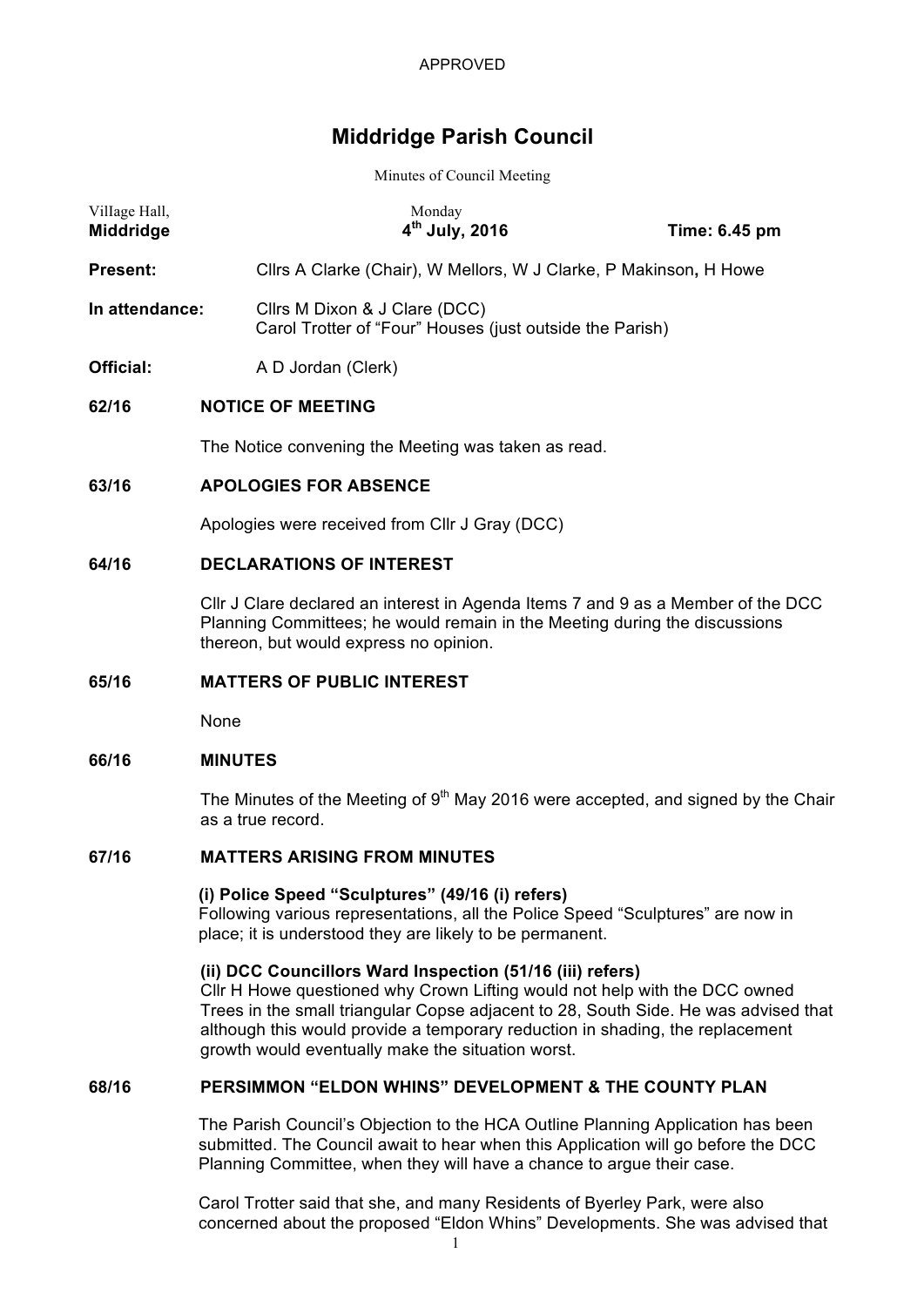APPROVED

# Middridge Parish Council

Minutes of Council Meeting

| Village Hall, | Monday | |
|---|---|---|
| **Middridge** | **4th July, 2016** | **Time: 6.45 pm** |

**Present:** Cllrs A Clarke (Chair), W Mellors, W J Clarke, P Makinson**,** H Howe

**In attendance:** Cllrs M Dixon & J Clare (DCC)
Carol Trotter of "Four" Houses (just outside the Parish)

**Official:** A D Jordan (Clerk)

**62/16 NOTICE OF MEETING**

The Notice convening the Meeting was taken as read.

**63/16 APOLOGIES FOR ABSENCE**

Apologies were received from Cllr J Gray (DCC)

**64/16 DECLARATIONS OF INTEREST**

Cllr J Clare declared an interest in Agenda Items 7 and 9 as a Member of the DCC Planning Committees; he would remain in the Meeting during the discussions thereon, but would express no opinion.

**65/16 MATTERS OF PUBLIC INTEREST**

None

**66/16 MINUTES**

The Minutes of the Meeting of 9th May 2016 were accepted, and signed by the Chair as a true record.

**67/16 MATTERS ARISING FROM MINUTES**

**(i) Police Speed "Sculptures" (49/16 (i) refers)**
Following various representations, all the Police Speed "Sculptures" are now in place; it is understood they are likely to be permanent.

**(ii) DCC Councillors Ward Inspection (51/16 (iii) refers)**
Cllr H Howe questioned why Crown Lifting would not help with the DCC owned Trees in the small triangular Copse adjacent to 28, South Side. He was advised that although this would provide a temporary reduction in shading, the replacement growth would eventually make the situation worst.

**68/16 PERSIMMON "ELDON WHINS" DEVELOPMENT & THE COUNTY PLAN**

The Parish Council's Objection to the HCA Outline Planning Application has been submitted. The Council await to hear when this Application will go before the DCC Planning Committee, when they will have a chance to argue their case.

Carol Trotter said that she, and many Residents of Byerley Park, were also concerned about the proposed "Eldon Whins" Developments. She was advised that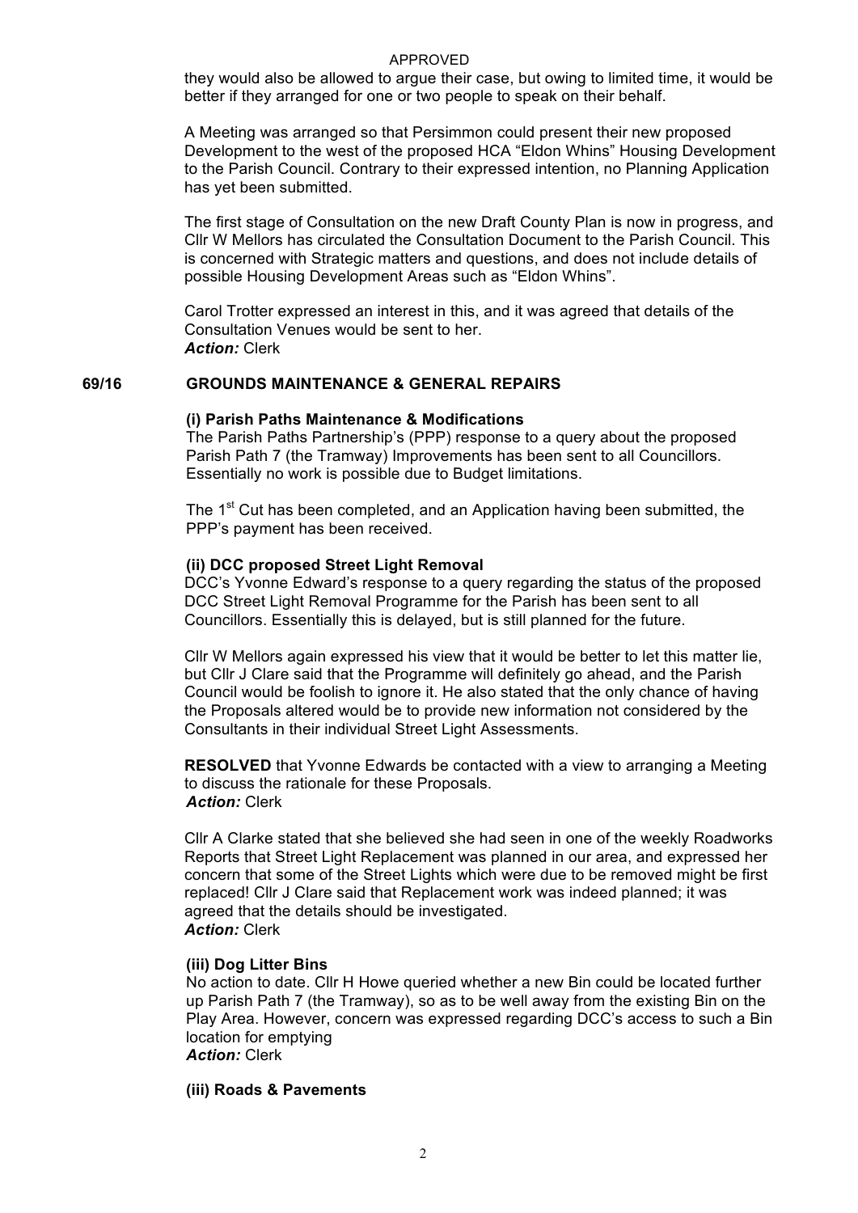they would also be allowed to argue their case, but owing to limited time, it would be better if they arranged for one or two people to speak on their behalf.

A Meeting was arranged so that Persimmon could present their new proposed Development to the west of the proposed HCA "Eldon Whins" Housing Development to the Parish Council. Contrary to their expressed intention, no Planning Application has yet been submitted.

The first stage of Consultation on the new Draft County Plan is now in progress, and Cllr W Mellors has circulated the Consultation Document to the Parish Council. This is concerned with Strategic matters and questions, and does not include details of possible Housing Development Areas such as "Eldon Whins".

Carol Trotter expressed an interest in this, and it was agreed that details of the Consultation Venues would be sent to her.
***Action:*** Clerk

## 69/16 GROUNDS MAINTENANCE & GENERAL REPAIRS

**(i) Parish Paths Maintenance & Modifications**

The Parish Paths Partnership's (PPP) response to a query about the proposed Parish Path 7 (the Tramway) Improvements has been sent to all Councillors. Essentially no work is possible due to Budget limitations.

The 1st Cut has been completed, and an Application having been submitted, the PPP's payment has been received.

**(ii) DCC proposed Street Light Removal**

DCC's Yvonne Edward's response to a query regarding the status of the proposed DCC Street Light Removal Programme for the Parish has been sent to all Councillors. Essentially this is delayed, but is still planned for the future.

Cllr W Mellors again expressed his view that it would be better to let this matter lie, but Cllr J Clare said that the Programme will definitely go ahead, and the Parish Council would be foolish to ignore it. He also stated that the only chance of having the Proposals altered would be to provide new information not considered by the Consultants in their individual Street Light Assessments.

**RESOLVED** that Yvonne Edwards be contacted with a view to arranging a Meeting to discuss the rationale for these Proposals.
***Action:*** Clerk

Cllr A Clarke stated that she believed she had seen in one of the weekly Roadworks Reports that Street Light Replacement was planned in our area, and expressed her concern that some of the Street Lights which were due to be removed might be first replaced! Cllr J Clare said that Replacement work was indeed planned; it was agreed that the details should be investigated.
***Action:*** Clerk

**(iii) Dog Litter Bins**

No action to date. Cllr H Howe queried whether a new Bin could be located further up Parish Path 7 (the Tramway), so as to be well away from the existing Bin on the Play Area. However, concern was expressed regarding DCC's access to such a Bin location for emptying
***Action:*** Clerk

**(iii) Roads & Pavements**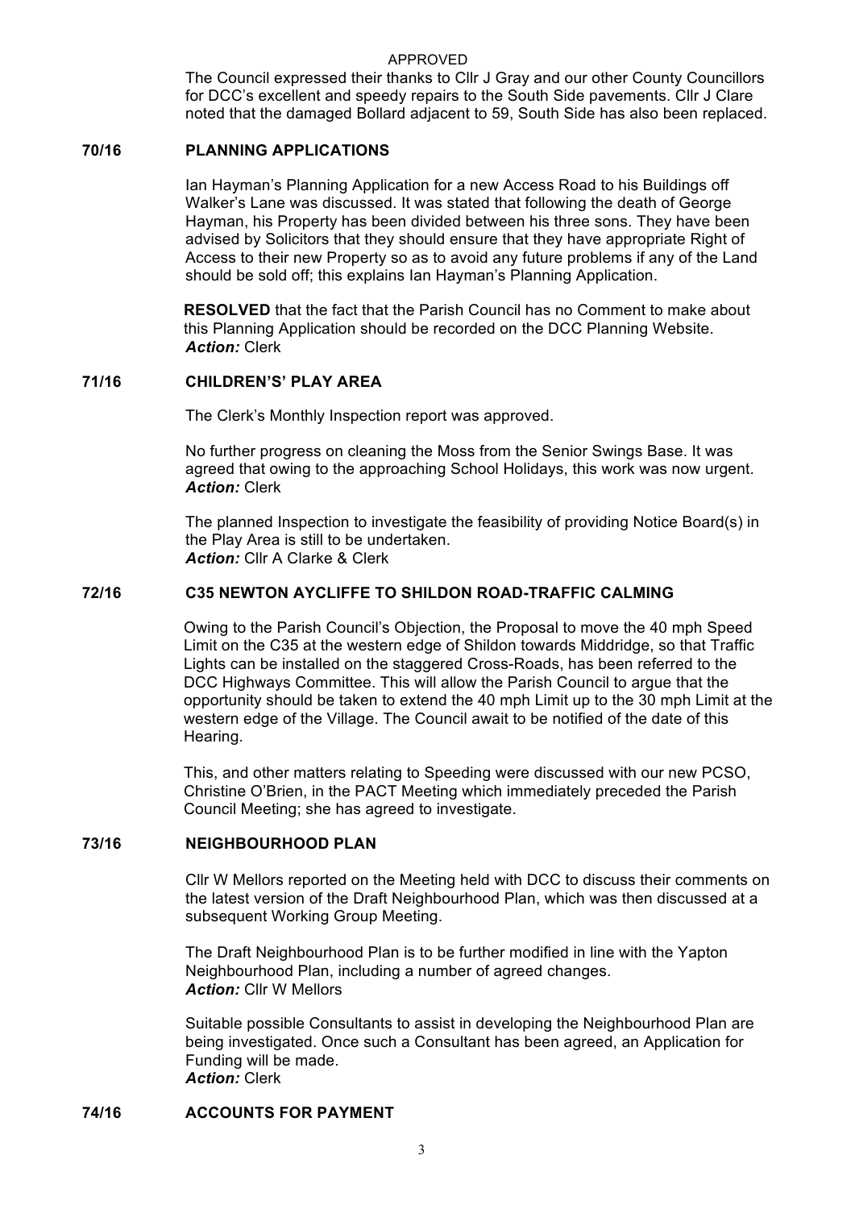The Council expressed their thanks to Cllr J Gray and our other County Councillors for DCC's excellent and speedy repairs to the South Side pavements. Cllr J Clare noted that the damaged Bollard adjacent to 59, South Side has also been replaced.

## 70/16 PLANNING APPLICATIONS

Ian Hayman's Planning Application for a new Access Road to his Buildings off Walker's Lane was discussed. It was stated that following the death of George Hayman, his Property has been divided between his three sons. They have been advised by Solicitors that they should ensure that they have appropriate Right of Access to their new Property so as to avoid any future problems if any of the Land should be sold off; this explains Ian Hayman's Planning Application.

**RESOLVED** that the fact that the Parish Council has no Comment to make about this Planning Application should be recorded on the DCC Planning Website.
***Action:*** Clerk

## 71/16 CHILDREN'S' PLAY AREA

The Clerk's Monthly Inspection report was approved.

No further progress on cleaning the Moss from the Senior Swings Base. It was agreed that owing to the approaching School Holidays, this work was now urgent.
***Action:*** Clerk

The planned Inspection to investigate the feasibility of providing Notice Board(s) in the Play Area is still to be undertaken.
***Action:*** Cllr A Clarke & Clerk

## 72/16 C35 NEWTON AYCLIFFE TO SHILDON ROAD-TRAFFIC CALMING

Owing to the Parish Council's Objection, the Proposal to move the 40 mph Speed Limit on the C35 at the western edge of Shildon towards Middridge, so that Traffic Lights can be installed on the staggered Cross-Roads, has been referred to the DCC Highways Committee. This will allow the Parish Council to argue that the opportunity should be taken to extend the 40 mph Limit up to the 30 mph Limit at the western edge of the Village. The Council await to be notified of the date of this Hearing.

This, and other matters relating to Speeding were discussed with our new PCSO, Christine O'Brien, in the PACT Meeting which immediately preceded the Parish Council Meeting; she has agreed to investigate.

## 73/16 NEIGHBOURHOOD PLAN

Cllr W Mellors reported on the Meeting held with DCC to discuss their comments on the latest version of the Draft Neighbourhood Plan, which was then discussed at a subsequent Working Group Meeting.

The Draft Neighbourhood Plan is to be further modified in line with the Yapton Neighbourhood Plan, including a number of agreed changes.
***Action:*** Cllr W Mellors

Suitable possible Consultants to assist in developing the Neighbourhood Plan are being investigated. Once such a Consultant has been agreed, an Application for Funding will be made.
***Action:*** Clerk

## 74/16 ACCOUNTS FOR PAYMENT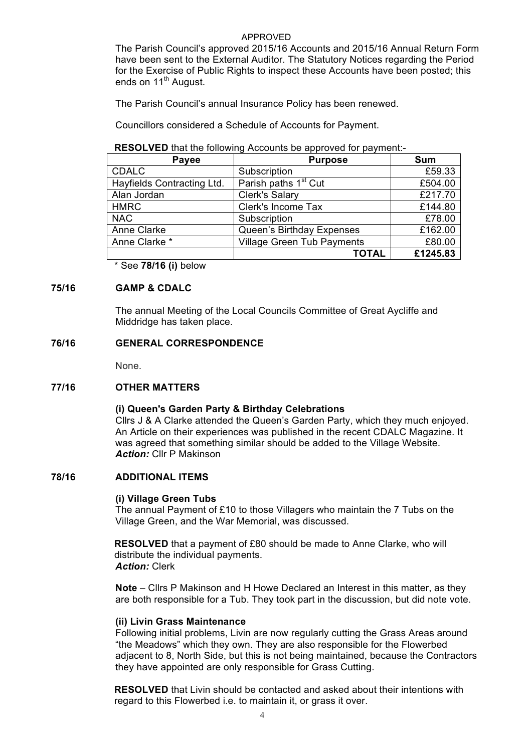APPROVED

The Parish Council's approved 2015/16 Accounts and 2015/16 Annual Return Form have been sent to the External Auditor. The Statutory Notices regarding the Period for the Exercise of Public Rights to inspect these Accounts have been posted; this ends on 11th August.

The Parish Council's annual Insurance Policy has been renewed.

Councillors considered a Schedule of Accounts for Payment.

**RESOLVED** that the following Accounts be approved for payment:-

| Payee | Purpose | Sum |
|---|---|---|
| CDALC | Subscription | £59.33 |
| Hayfields Contracting Ltd. | Parish paths 1st Cut | £504.00 |
| Alan Jordan | Clerk's Salary | £217.70 |
| HMRC | Clerk's Income Tax | £144.80 |
| NAC | Subscription | £78.00 |
| Anne Clarke | Queen's Birthday Expenses | £162.00 |
| Anne Clarke * | Village Green Tub Payments | £80.00 |
| | **TOTAL** | **£1245.83** |

\* See **78/16 (i)** below

## 75/16 GAMP & CDALC

The annual Meeting of the Local Councils Committee of Great Aycliffe and Middridge has taken place.

## 76/16 GENERAL CORRESPONDENCE

None.

## 77/16 OTHER MATTERS

**(i) Queen's Garden Party & Birthday Celebrations**

Cllrs J & A Clarke attended the Queen's Garden Party, which they much enjoyed. An Article on their experiences was published in the recent CDALC Magazine. It was agreed that something similar should be added to the Village Website.
***Action:*** Cllr P Makinson

## 78/16 ADDITIONAL ITEMS

**(i) Village Green Tubs**

The annual Payment of £10 to those Villagers who maintain the 7 Tubs on the Village Green, and the War Memorial, was discussed.

**RESOLVED** that a payment of £80 should be made to Anne Clarke, who will distribute the individual payments.
***Action:*** Clerk

**Note** – Cllrs P Makinson and H Howe Declared an Interest in this matter, as they are both responsible for a Tub. They took part in the discussion, but did note vote.

**(ii) Livin Grass Maintenance**

Following initial problems, Livin are now regularly cutting the Grass Areas around "the Meadows" which they own. They are also responsible for the Flowerbed adjacent to 8, North Side, but this is not being maintained, because the Contractors they have appointed are only responsible for Grass Cutting.

**RESOLVED** that Livin should be contacted and asked about their intentions with regard to this Flowerbed i.e. to maintain it, or grass it over.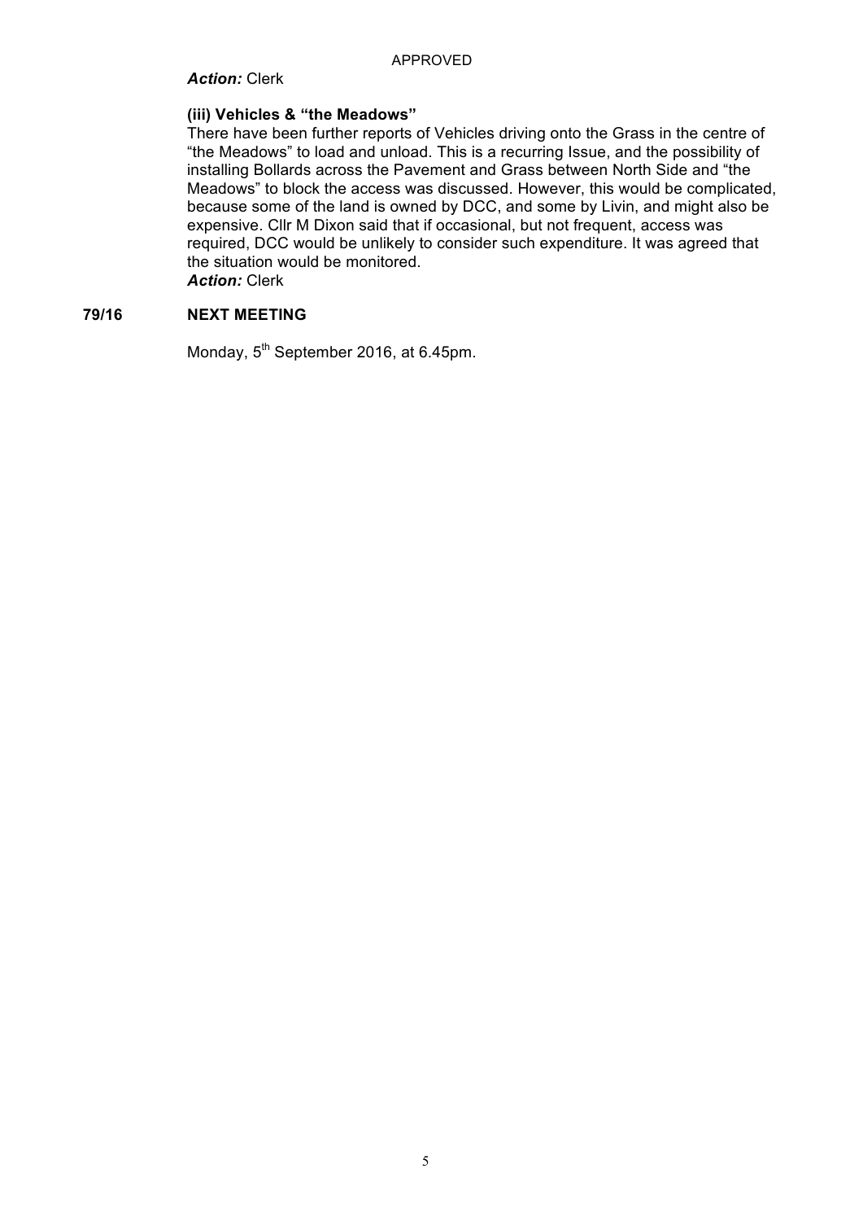APPROVED

***Action:*** Clerk

**(iii) Vehicles & "the Meadows"**

There have been further reports of Vehicles driving onto the Grass in the centre of "the Meadows" to load and unload. This is a recurring Issue, and the possibility of installing Bollards across the Pavement and Grass between North Side and "the Meadows" to block the access was discussed. However, this would be complicated, because some of the land is owned by DCC, and some by Livin, and might also be expensive. Cllr M Dixon said that if occasional, but not frequent, access was required, DCC would be unlikely to consider such expenditure. It was agreed that the situation would be monitored.

***Action:*** Clerk

## 79/16 NEXT MEETING

Monday, 5th September 2016, at 6.45pm.